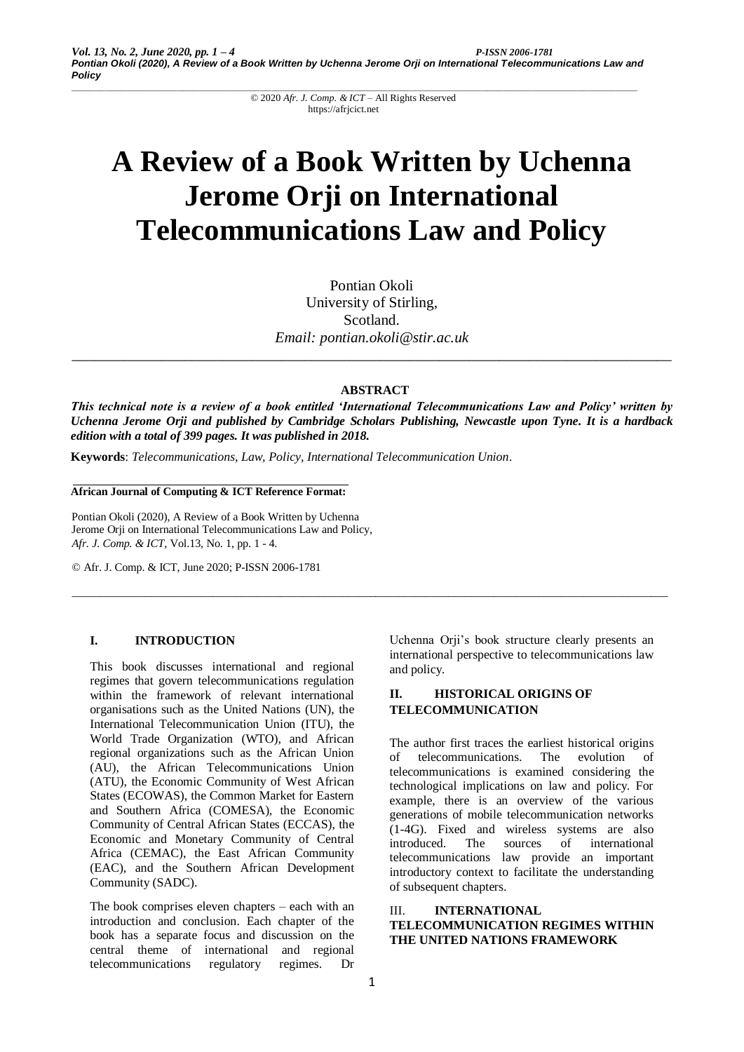# A Review of a Book Written by Uchenna Jerome Orji on International Telecommunications Law and Policy

Pontian Okoli
University of Stirling,
Scotland.
*Email: pontian.okoli@stir.ac.uk*

---

### ABSTRACT

***This technical note is a review of a book entitled 'International Telecommunications Law and Policy' written by Uchenna Jerome Orji and published by Cambridge Scholars Publishing, Newcastle upon Tyne. It is a hardback edition with a total of 399 pages. It was published in 2018.***

**Keywords**: *Telecommunications, Law, Policy, International Telecommunication Union*.

---

**African Journal of Computing & ICT Reference Format:**

Pontian Okoli (2020), A Review of a Book Written by Uchenna Jerome Orji on International Telecommunications Law and Policy, *Afr. J. Comp. & ICT*, Vol.13, No. 1, pp. 1 - 4.

© Afr. J. Comp. & ICT, June 2020; P-ISSN 2006-1781

---

## I. INTRODUCTION

This book discusses international and regional regimes that govern telecommunications regulation within the framework of relevant international organisations such as the United Nations (UN), the International Telecommunication Union (ITU), the World Trade Organization (WTO), and African regional organizations such as the African Union (AU), the African Telecommunications Union (ATU), the Economic Community of West African States (ECOWAS), the Common Market for Eastern and Southern Africa (COMESA), the Economic Community of Central African States (ECCAS), the Economic and Monetary Community of Central Africa (CEMAC), the East African Community (EAC), and the Southern African Development Community (SADC).

The book comprises eleven chapters – each with an introduction and conclusion. Each chapter of the book has a separate focus and discussion on the central theme of international and regional telecommunications regulatory regimes. Dr Uchenna Orji's book structure clearly presents an international perspective to telecommunications law and policy.

## II. HISTORICAL ORIGINS OF TELECOMMUNICATION

The author first traces the earliest historical origins of telecommunications. The evolution of telecommunications is examined considering the technological implications on law and policy. For example, there is an overview of the various generations of mobile telecommunication networks (1-4G). Fixed and wireless systems are also introduced. The sources of international telecommunications law provide an important introductory context to facilitate the understanding of subsequent chapters.

## III. INTERNATIONAL TELECOMMUNICATION REGIMES WITHIN THE UNITED NATIONS FRAMEWORK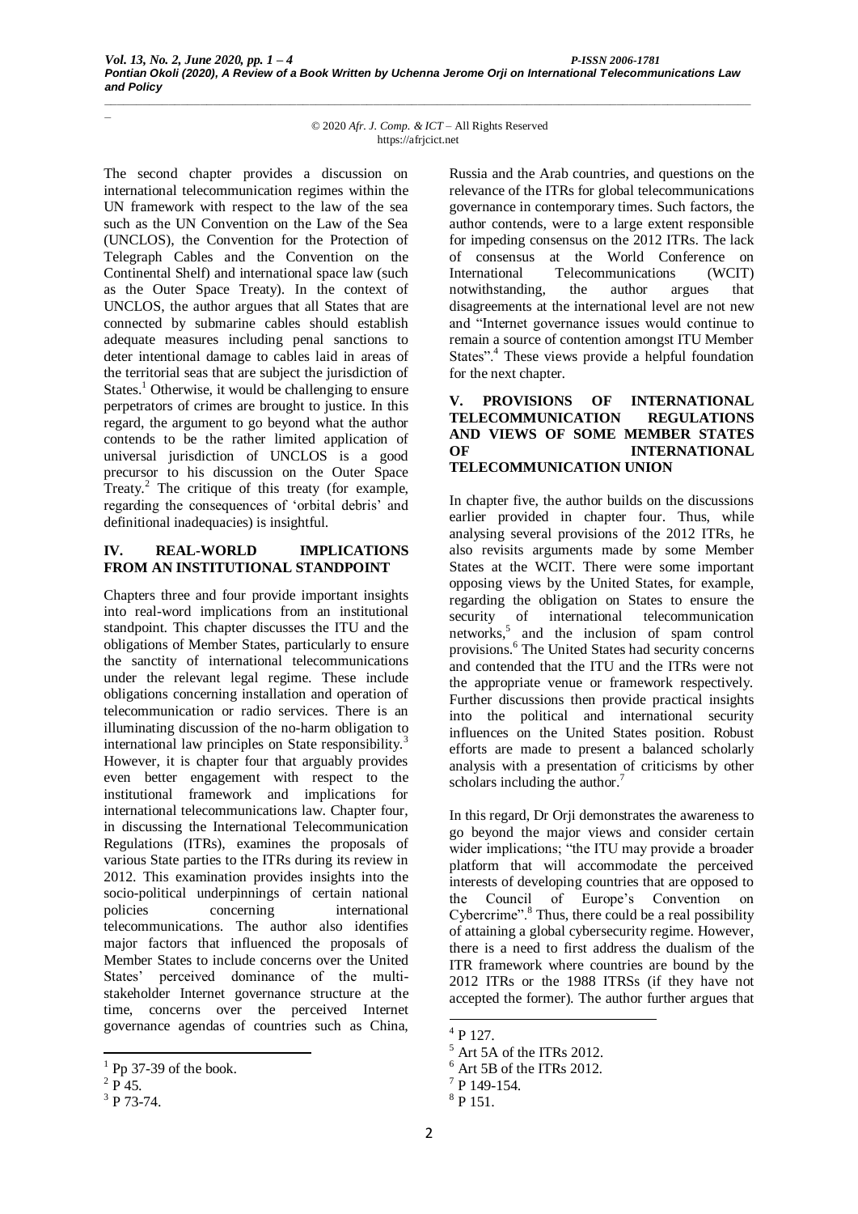The second chapter provides a discussion on international telecommunication regimes within the UN framework with respect to the law of the sea such as the UN Convention on the Law of the Sea (UNCLOS), the Convention for the Protection of Telegraph Cables and the Convention on the Continental Shelf) and international space law (such as the Outer Space Treaty). In the context of UNCLOS, the author argues that all States that are connected by submarine cables should establish adequate measures including penal sanctions to deter intentional damage to cables laid in areas of the territorial seas that are subject the jurisdiction of States.[1] Otherwise, it would be challenging to ensure perpetrators of crimes are brought to justice. In this regard, the argument to go beyond what the author contends to be the rather limited application of universal jurisdiction of UNCLOS is a good precursor to his discussion on the Outer Space Treaty.[2] The critique of this treaty (for example, regarding the consequences of 'orbital debris' and definitional inadequacies) is insightful.

## IV. REAL-WORLD IMPLICATIONS FROM AN INSTITUTIONAL STANDPOINT

Chapters three and four provide important insights into real-word implications from an institutional standpoint. This chapter discusses the ITU and the obligations of Member States, particularly to ensure the sanctity of international telecommunications under the relevant legal regime. These include obligations concerning installation and operation of telecommunication or radio services. There is an illuminating discussion of the no-harm obligation to international law principles on State responsibility.[3] However, it is chapter four that arguably provides even better engagement with respect to the institutional framework and implications for international telecommunications law. Chapter four, in discussing the International Telecommunication Regulations (ITRs), examines the proposals of various State parties to the ITRs during its review in 2012. This examination provides insights into the socio-political underpinnings of certain national policies concerning international telecommunications. The author also identifies major factors that influenced the proposals of Member States to include concerns over the United States' perceived dominance of the multi-stakeholder Internet governance structure at the time, concerns over the perceived Internet governance agendas of countries such as China, Russia and the Arab countries, and questions on the relevance of the ITRs for global telecommunications governance in contemporary times. Such factors, the author contends, were to a large extent responsible for impeding consensus on the 2012 ITRs. The lack of consensus at the World Conference on International Telecommunications (WCIT) notwithstanding, the author argues that disagreements at the international level are not new and "Internet governance issues would continue to remain a source of contention amongst ITU Member States".[4] These views provide a helpful foundation for the next chapter.

## V. PROVISIONS OF INTERNATIONAL TELECOMMUNICATION REGULATIONS AND VIEWS OF SOME MEMBER STATES OF INTERNATIONAL TELECOMMUNICATION UNION

In chapter five, the author builds on the discussions earlier provided in chapter four. Thus, while analysing several provisions of the 2012 ITRs, he also revisits arguments made by some Member States at the WCIT. There were some important opposing views by the United States, for example, regarding the obligation on States to ensure the security of international telecommunication networks,[5] and the inclusion of spam control provisions.[6] The United States had security concerns and contended that the ITU and the ITRs were not the appropriate venue or framework respectively. Further discussions then provide practical insights into the political and international security influences on the United States position. Robust efforts are made to present a balanced scholarly analysis with a presentation of criticisms by other scholars including the author.[7]

In this regard, Dr Orji demonstrates the awareness to go beyond the major views and consider certain wider implications; "the ITU may provide a broader platform that will accommodate the perceived interests of developing countries that are opposed to the Council of Europe's Convention on Cybercrime".[8] Thus, there could be a real possibility of attaining a global cybersecurity regime. However, there is a need to first address the dualism of the ITR framework where countries are bound by the 2012 ITRs or the 1988 ITRSs (if they have not accepted the former). The author further argues that

---

[1] Pp 37-39 of the book.

[2] P 45.

[3] P 73-74.

[4] P 127.

[5] Art 5A of the ITRs 2012.

[6] Art 5B of the ITRs 2012.

[7] P 149-154.

[8] P 151.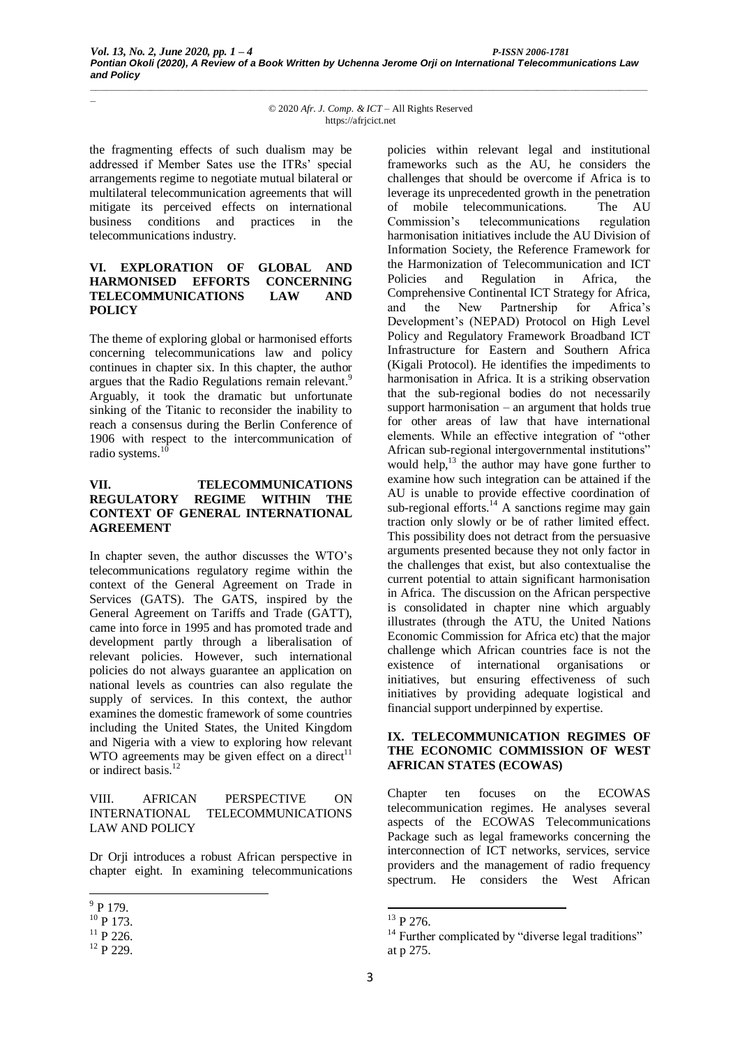the fragmenting effects of such dualism may be addressed if Member Sates use the ITRs' special arrangements regime to negotiate mutual bilateral or multilateral telecommunication agreements that will mitigate its perceived effects on international business conditions and practices in the telecommunications industry.

## VI. EXPLORATION OF GLOBAL AND HARMONISED EFFORTS CONCERNING TELECOMMUNICATIONS LAW AND POLICY

The theme of exploring global or harmonised efforts concerning telecommunications law and policy continues in chapter six. In this chapter, the author argues that the Radio Regulations remain relevant.[9] Arguably, it took the dramatic but unfortunate sinking of the Titanic to reconsider the inability to reach a consensus during the Berlin Conference of 1906 with respect to the intercommunication of radio systems.[10]

## VII. TELECOMMUNICATIONS REGULATORY REGIME WITHIN THE CONTEXT OF GENERAL INTERNATIONAL AGREEMENT

In chapter seven, the author discusses the WTO's telecommunications regulatory regime within the context of the General Agreement on Trade in Services (GATS). The GATS, inspired by the General Agreement on Tariffs and Trade (GATT), came into force in 1995 and has promoted trade and development partly through a liberalisation of relevant policies. However, such international policies do not always guarantee an application on national levels as countries can also regulate the supply of services. In this context, the author examines the domestic framework of some countries including the United States, the United Kingdom and Nigeria with a view to exploring how relevant WTO agreements may be given effect on a direct[11] or indirect basis.[12]

## VIII. AFRICAN PERSPECTIVE ON INTERNATIONAL TELECOMMUNICATIONS LAW AND POLICY

Dr Orji introduces a robust African perspective in chapter eight. In examining telecommunications policies within relevant legal and institutional frameworks such as the AU, he considers the challenges that should be overcome if Africa is to leverage its unprecedented growth in the penetration of mobile telecommunications. The AU Commission's telecommunications regulation harmonisation initiatives include the AU Division of Information Society, the Reference Framework for the Harmonization of Telecommunication and ICT Policies and Regulation in Africa, the Comprehensive Continental ICT Strategy for Africa, and the New Partnership for Africa's Development's (NEPAD) Protocol on High Level Policy and Regulatory Framework Broadband ICT Infrastructure for Eastern and Southern Africa (Kigali Protocol). He identifies the impediments to harmonisation in Africa. It is a striking observation that the sub-regional bodies do not necessarily support harmonisation – an argument that holds true for other areas of law that have international elements. While an effective integration of "other African sub-regional intergovernmental institutions" would help,[13] the author may have gone further to examine how such integration can be attained if the AU is unable to provide effective coordination of sub-regional efforts.[14] A sanctions regime may gain traction only slowly or be of rather limited effect. This possibility does not detract from the persuasive arguments presented because they not only factor in the challenges that exist, but also contextualise the current potential to attain significant harmonisation in Africa. The discussion on the African perspective is consolidated in chapter nine which arguably illustrates (through the ATU, the United Nations Economic Commission for Africa etc) that the major challenge which African countries face is not the existence of international organisations or initiatives, but ensuring effectiveness of such initiatives by providing adequate logistical and financial support underpinned by expertise.

## IX. TELECOMMUNICATION REGIMES OF THE ECONOMIC COMMISSION OF WEST AFRICAN STATES (ECOWAS)

Chapter ten focuses on the ECOWAS telecommunication regimes. He analyses several aspects of the ECOWAS Telecommunications Package such as legal frameworks concerning the interconnection of ICT networks, services, service providers and the management of radio frequency spectrum. He considers the West African

---

[9] P 179.

[10] P 173.

[11] P 226.

[12] P 229.

[13] P 276.

[14] Further complicated by "diverse legal traditions" at p 275.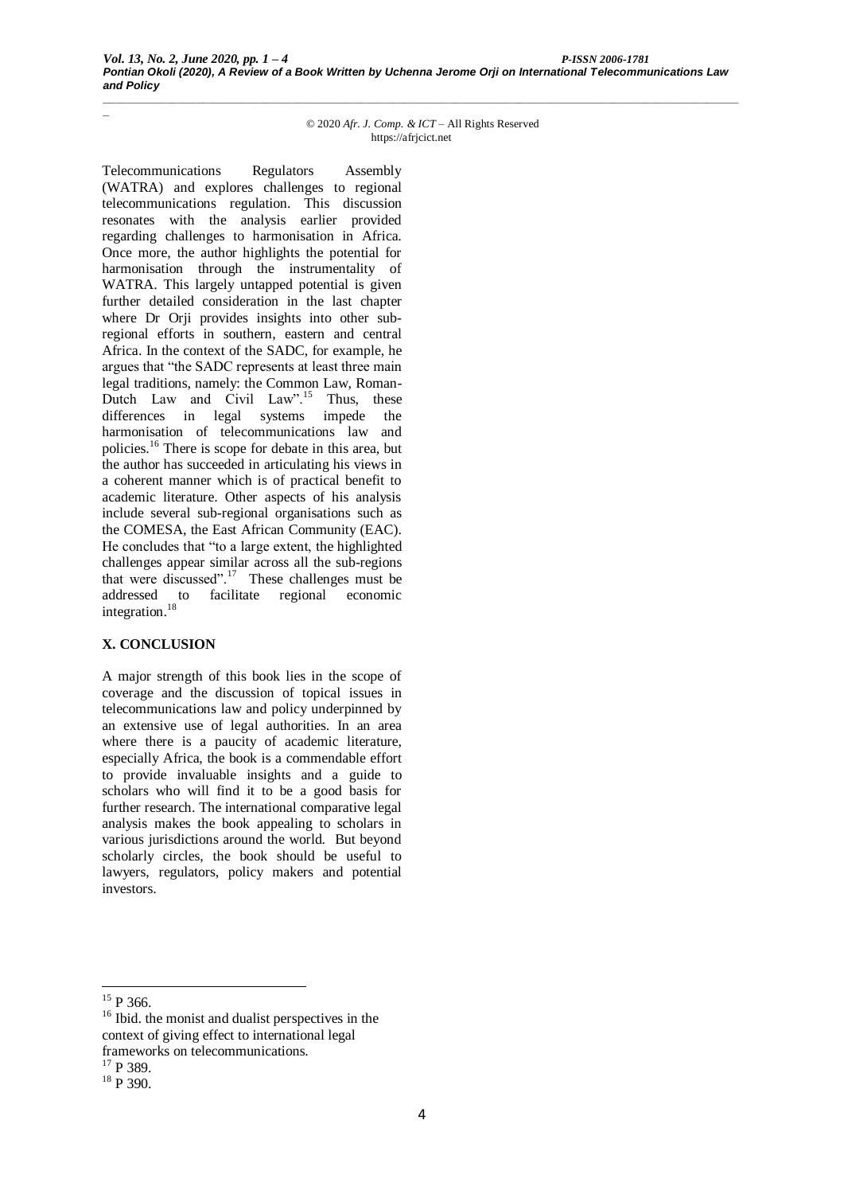Telecommunications Regulators Assembly (WATRA) and explores challenges to regional telecommunications regulation. This discussion resonates with the analysis earlier provided regarding challenges to harmonisation in Africa. Once more, the author highlights the potential for harmonisation through the instrumentality of WATRA. This largely untapped potential is given further detailed consideration in the last chapter where Dr Orji provides insights into other sub-regional efforts in southern, eastern and central Africa. In the context of the SADC, for example, he argues that "the SADC represents at least three main legal traditions, namely: the Common Law, Roman-Dutch Law and Civil Law".[15] Thus, these differences in legal systems impede the harmonisation of telecommunications law and policies.[16] There is scope for debate in this area, but the author has succeeded in articulating his views in a coherent manner which is of practical benefit to academic literature. Other aspects of his analysis include several sub-regional organisations such as the COMESA, the East African Community (EAC). He concludes that "to a large extent, the highlighted challenges appear similar across all the sub-regions that were discussed".[17] These challenges must be addressed to facilitate regional economic integration.[18]

## X. CONCLUSION

A major strength of this book lies in the scope of coverage and the discussion of topical issues in telecommunications law and policy underpinned by an extensive use of legal authorities. In an area where there is a paucity of academic literature, especially Africa, the book is a commendable effort to provide invaluable insights and a guide to scholars who will find it to be a good basis for further research. The international comparative legal analysis makes the book appealing to scholars in various jurisdictions around the world. But beyond scholarly circles, the book should be useful to lawyers, regulators, policy makers and potential investors.

---

[15] P 366.

[16] Ibid. the monist and dualist perspectives in the context of giving effect to international legal frameworks on telecommunications.

[17] P 389.

[18] P 390.